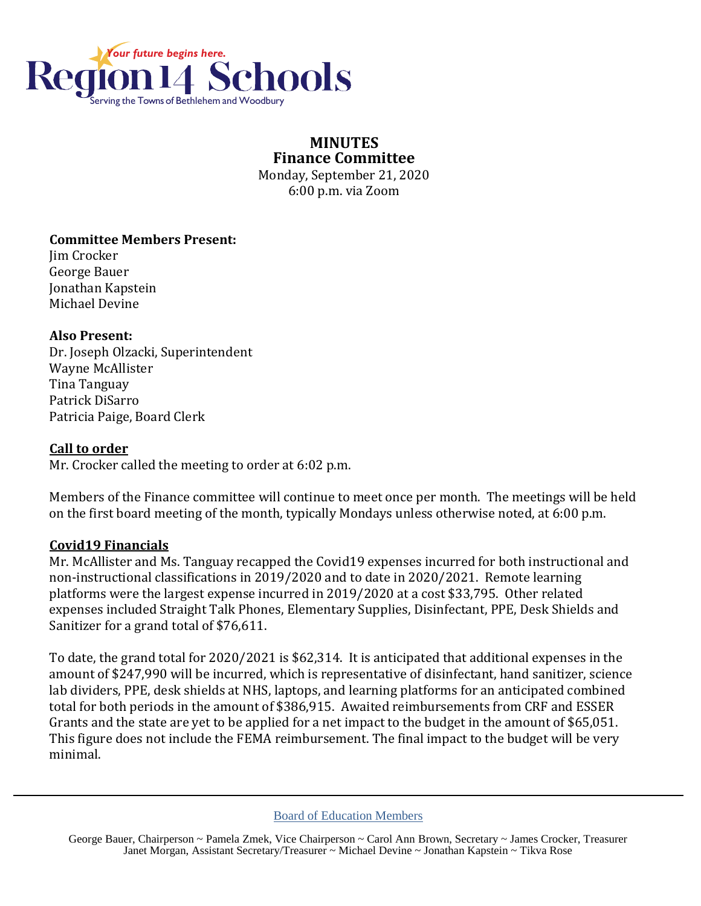Region 14 Schools

*Your future begins here.*

Serving the Towns of Bethlehem and Woodbury

# MINUTES
## Finance Committee

Monday, September 21, 2020
6:00 p.m. via Zoom

**Committee Members Present:**
Jim Crocker
George Bauer
Jonathan Kapstein
Michael Devine

**Also Present:**
Dr. Joseph Olzacki, Superintendent
Wayne McAllister
Tina Tanguay
Patrick DiSarro
Patricia Paige, Board Clerk

**Call to order**
Mr. Crocker called the meeting to order at 6:02 p.m.

Members of the Finance committee will continue to meet once per month. The meetings will be held on the first board meeting of the month, typically Mondays unless otherwise noted, at 6:00 p.m.

**Covid19 Financials**
Mr. McAllister and Ms. Tanguay recapped the Covid19 expenses incurred for both instructional and non-instructional classifications in 2019/2020 and to date in 2020/2021. Remote learning platforms were the largest expense incurred in 2019/2020 at a cost $33,795. Other related expenses included Straight Talk Phones, Elementary Supplies, Disinfectant, PPE, Desk Shields and Sanitizer for a grand total of $76,611.

To date, the grand total for 2020/2021 is $62,314. It is anticipated that additional expenses in the amount of $247,990 will be incurred, which is representative of disinfectant, hand sanitizer, science lab dividers, PPE, desk shields at NHS, laptops, and learning platforms for an anticipated combined total for both periods in the amount of $386,915. Awaited reimbursements from CRF and ESSER Grants and the state are yet to be applied for a net impact to the budget in the amount of $65,051. This figure does not include the FEMA reimbursement. The final impact to the budget will be very minimal.

Board of Education Members

George Bauer, Chairperson ~ Pamela Zmek, Vice Chairperson ~ Carol Ann Brown, Secretary ~ James Crocker, Treasurer
Janet Morgan, Assistant Secretary/Treasurer ~ Michael Devine ~ Jonathan Kapstein ~ Tikva Rose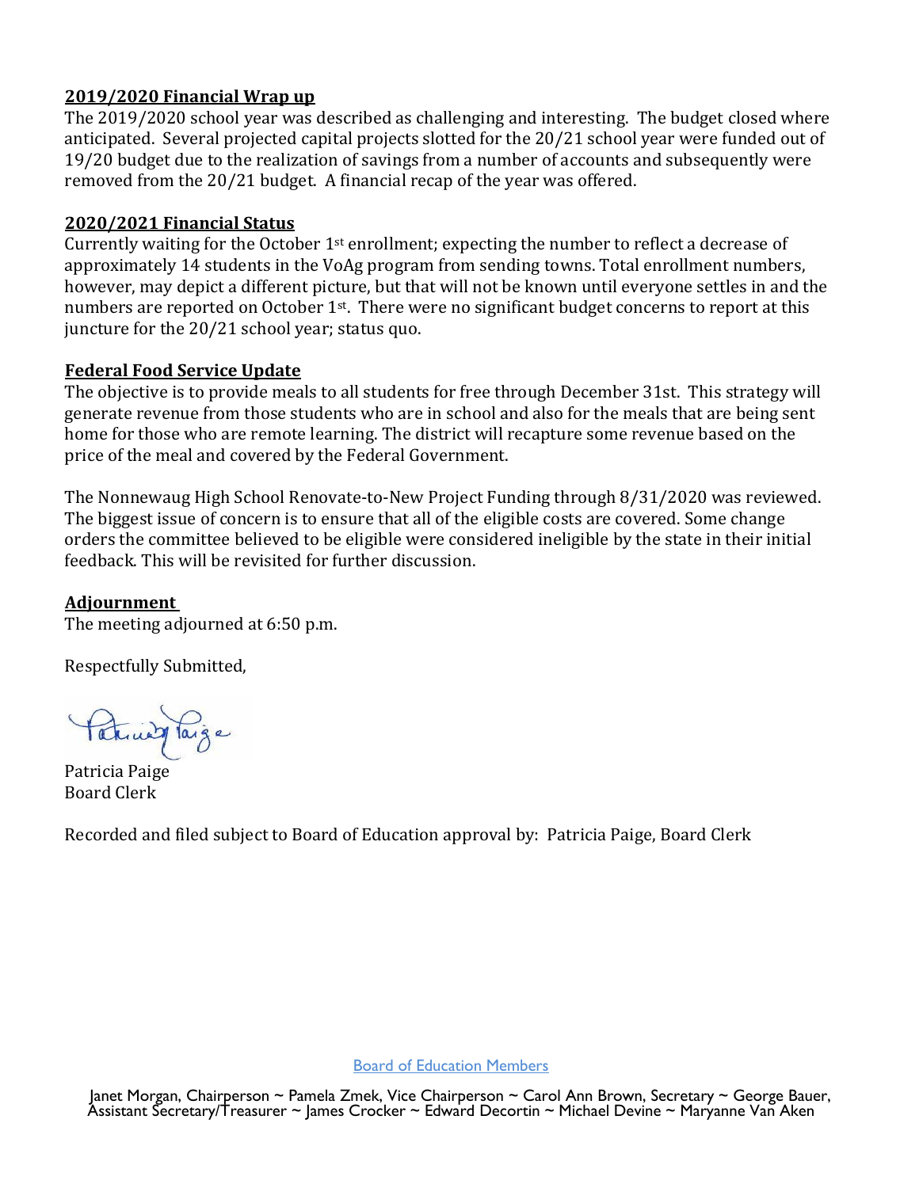**2019/2020 Financial Wrap up**

The 2019/2020 school year was described as challenging and interesting. The budget closed where anticipated. Several projected capital projects slotted for the 20/21 school year were funded out of 19/20 budget due to the realization of savings from a number of accounts and subsequently were removed from the 20/21 budget. A financial recap of the year was offered.

**2020/2021 Financial Status**

Currently waiting for the October 1st enrollment; expecting the number to reflect a decrease of approximately 14 students in the VoAg program from sending towns. Total enrollment numbers, however, may depict a different picture, but that will not be known until everyone settles in and the numbers are reported on October 1st. There were no significant budget concerns to report at this juncture for the 20/21 school year; status quo.

**Federal Food Service Update**

The objective is to provide meals to all students for free through December 31st. This strategy will generate revenue from those students who are in school and also for the meals that are being sent home for those who are remote learning. The district will recapture some revenue based on the price of the meal and covered by the Federal Government.

The Nonnewaug High School Renovate-to-New Project Funding through 8/31/2020 was reviewed. The biggest issue of concern is to ensure that all of the eligible costs are covered. Some change orders the committee believed to be eligible were considered ineligible by the state in their initial feedback. This will be revisited for further discussion.

**Adjournment**

The meeting adjourned at 6:50 p.m.

Respectfully Submitted,

Patricia Paige
Board Clerk

Recorded and filed subject to Board of Education approval by: Patricia Paige, Board Clerk

Board of Education Members

Janet Morgan, Chairperson ~ Pamela Zmek, Vice Chairperson ~ Carol Ann Brown, Secretary ~ George Bauer, Assistant Secretary/Treasurer ~ James Crocker ~ Edward Decortin ~ Michael Devine ~ Maryanne Van Aken